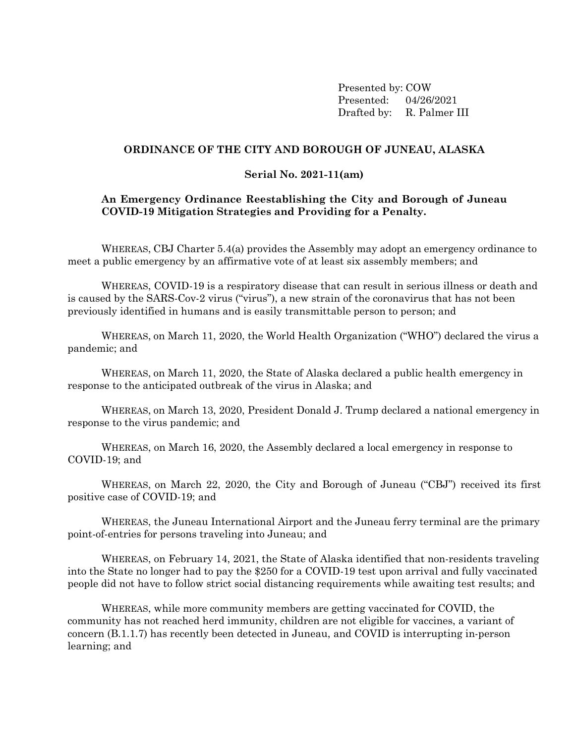Presented by: COW
Presented: 04/26/2021
Drafted by: R. Palmer III

**ORDINANCE OF THE CITY AND BOROUGH OF JUNEAU, ALASKA**

**Serial No. 2021-11(am)**

**An Emergency Ordinance Reestablishing the City and Borough of Juneau COVID-19 Mitigation Strategies and Providing for a Penalty.**

WHEREAS, CBJ Charter 5.4(a) provides the Assembly may adopt an emergency ordinance to meet a public emergency by an affirmative vote of at least six assembly members; and

WHEREAS, COVID-19 is a respiratory disease that can result in serious illness or death and is caused by the SARS-Cov-2 virus ("virus"), a new strain of the coronavirus that has not been previously identified in humans and is easily transmittable person to person; and

WHEREAS, on March 11, 2020, the World Health Organization ("WHO") declared the virus a pandemic; and

WHEREAS, on March 11, 2020, the State of Alaska declared a public health emergency in response to the anticipated outbreak of the virus in Alaska; and

WHEREAS, on March 13, 2020, President Donald J. Trump declared a national emergency in response to the virus pandemic; and

WHEREAS, on March 16, 2020, the Assembly declared a local emergency in response to COVID-19; and

WHEREAS, on March 22, 2020, the City and Borough of Juneau ("CBJ") received its first positive case of COVID-19; and

WHEREAS, the Juneau International Airport and the Juneau ferry terminal are the primary point-of-entries for persons traveling into Juneau; and

WHEREAS, on February 14, 2021, the State of Alaska identified that non-residents traveling into the State no longer had to pay the $250 for a COVID-19 test upon arrival and fully vaccinated people did not have to follow strict social distancing requirements while awaiting test results; and

WHEREAS, while more community members are getting vaccinated for COVID, the community has not reached herd immunity, children are not eligible for vaccines, a variant of concern (B.1.1.7) has recently been detected in Juneau, and COVID is interrupting in-person learning; and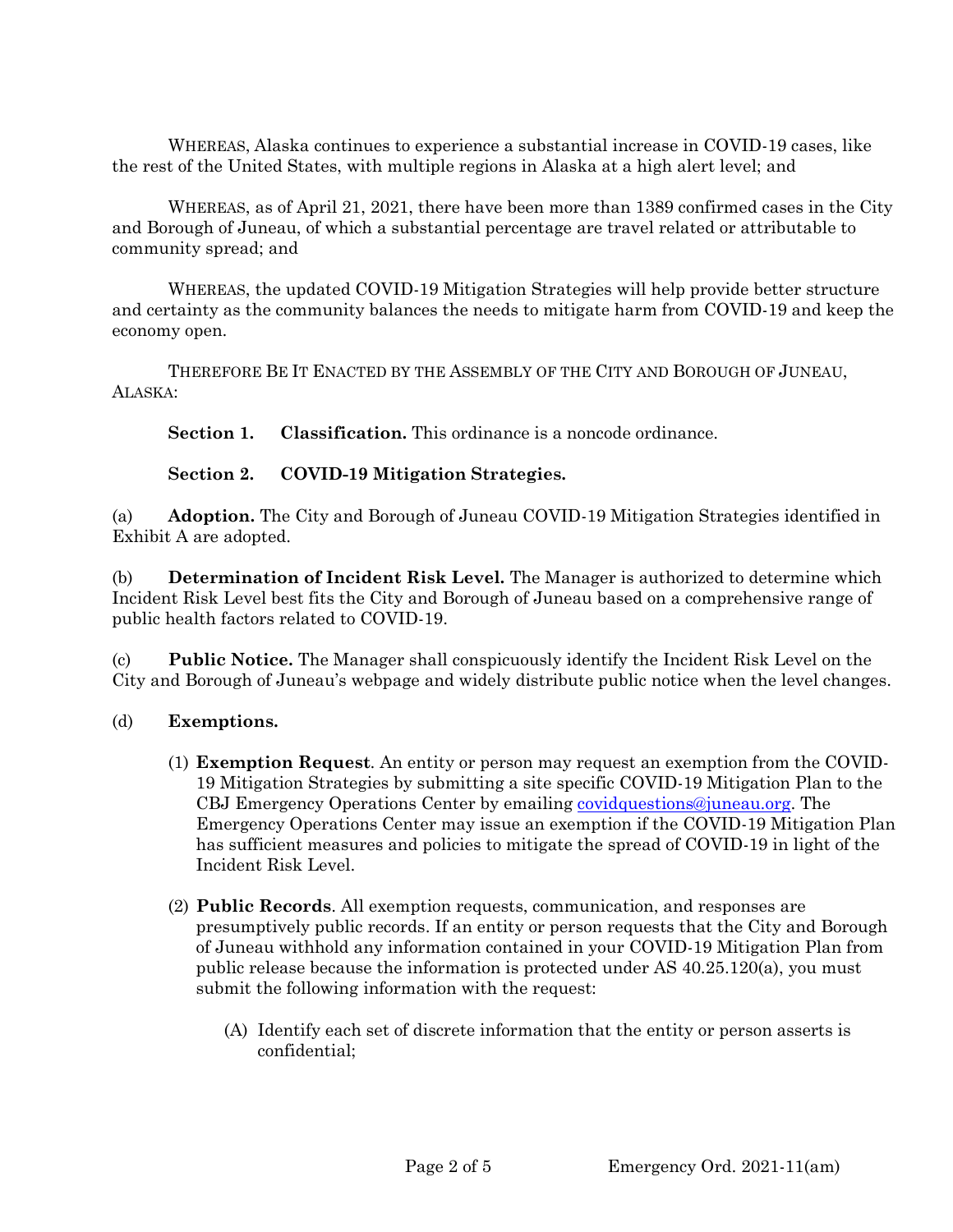WHEREAS, Alaska continues to experience a substantial increase in COVID-19 cases, like the rest of the United States, with multiple regions in Alaska at a high alert level; and

WHEREAS, as of April 21, 2021, there have been more than 1389 confirmed cases in the City and Borough of Juneau, of which a substantial percentage are travel related or attributable to community spread; and

WHEREAS, the updated COVID-19 Mitigation Strategies will help provide better structure and certainty as the community balances the needs to mitigate harm from COVID-19 and keep the economy open.

THEREFORE BE IT ENACTED BY THE ASSEMBLY OF THE CITY AND BOROUGH OF JUNEAU, ALASKA:

**Section 1. Classification.** This ordinance is a noncode ordinance.

**Section 2. COVID-19 Mitigation Strategies.**

(a) **Adoption.** The City and Borough of Juneau COVID-19 Mitigation Strategies identified in Exhibit A are adopted.

(b) **Determination of Incident Risk Level.** The Manager is authorized to determine which Incident Risk Level best fits the City and Borough of Juneau based on a comprehensive range of public health factors related to COVID-19.

(c) **Public Notice.** The Manager shall conspicuously identify the Incident Risk Level on the City and Borough of Juneau's webpage and widely distribute public notice when the level changes.

(d) **Exemptions.**

(1) **Exemption Request**. An entity or person may request an exemption from the COVID-19 Mitigation Strategies by submitting a site specific COVID-19 Mitigation Plan to the CBJ Emergency Operations Center by emailing covidquestions@juneau.org. The Emergency Operations Center may issue an exemption if the COVID-19 Mitigation Plan has sufficient measures and policies to mitigate the spread of COVID-19 in light of the Incident Risk Level.

(2) **Public Records**. All exemption requests, communication, and responses are presumptively public records. If an entity or person requests that the City and Borough of Juneau withhold any information contained in your COVID-19 Mitigation Plan from public release because the information is protected under AS 40.25.120(a), you must submit the following information with the request:

(A) Identify each set of discrete information that the entity or person asserts is confidential;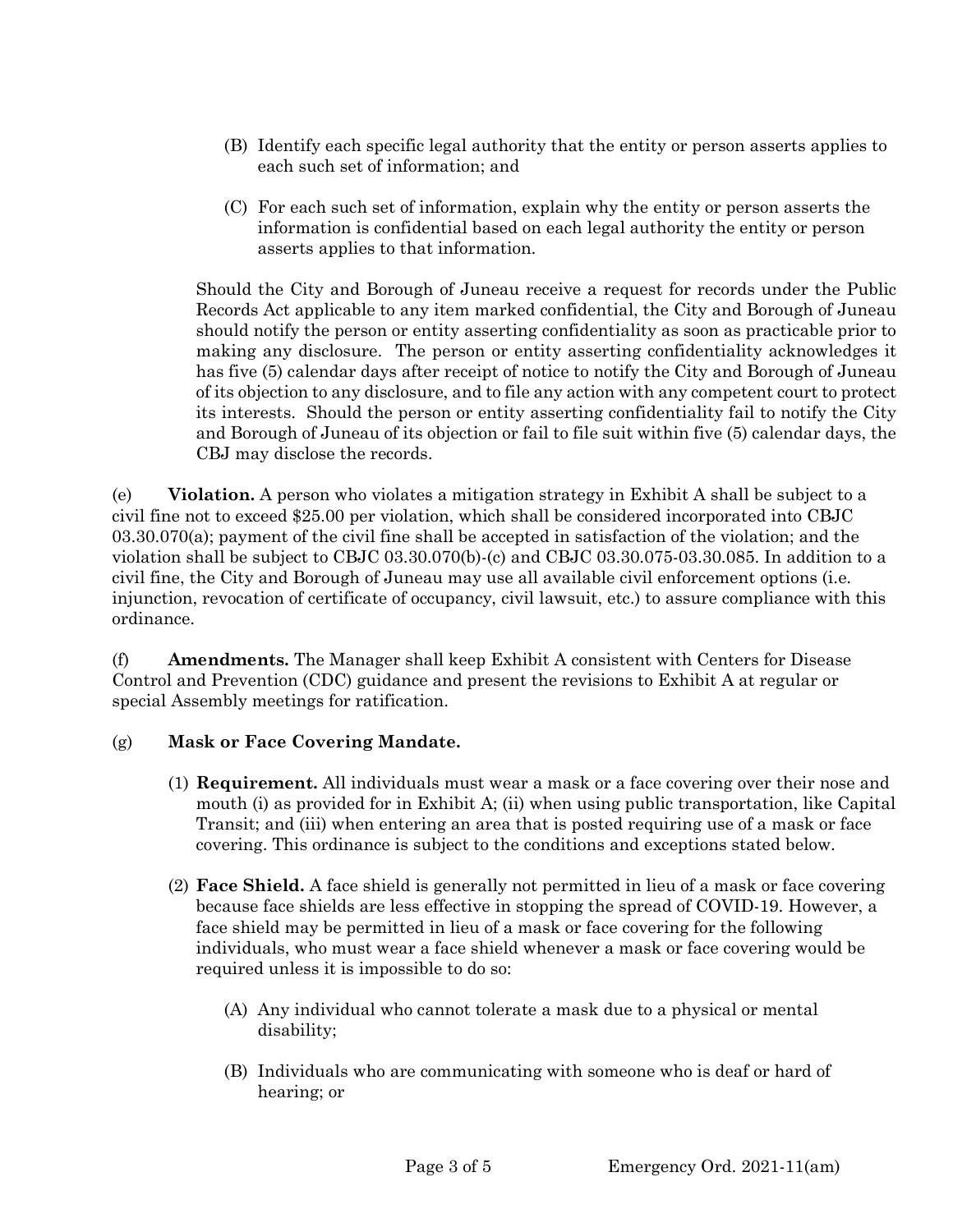(B) Identify each specific legal authority that the entity or person asserts applies to each such set of information; and

(C) For each such set of information, explain why the entity or person asserts the information is confidential based on each legal authority the entity or person asserts applies to that information.

Should the City and Borough of Juneau receive a request for records under the Public Records Act applicable to any item marked confidential, the City and Borough of Juneau should notify the person or entity asserting confidentiality as soon as practicable prior to making any disclosure. The person or entity asserting confidentiality acknowledges it has five (5) calendar days after receipt of notice to notify the City and Borough of Juneau of its objection to any disclosure, and to file any action with any competent court to protect its interests. Should the person or entity asserting confidentiality fail to notify the City and Borough of Juneau of its objection or fail to file suit within five (5) calendar days, the CBJ may disclose the records.

(e) **Violation.** A person who violates a mitigation strategy in Exhibit A shall be subject to a civil fine not to exceed $25.00 per violation, which shall be considered incorporated into CBJC 03.30.070(a); payment of the civil fine shall be accepted in satisfaction of the violation; and the violation shall be subject to CBJC 03.30.070(b)-(c) and CBJC 03.30.075-03.30.085. In addition to a civil fine, the City and Borough of Juneau may use all available civil enforcement options (i.e. injunction, revocation of certificate of occupancy, civil lawsuit, etc.) to assure compliance with this ordinance.

(f) **Amendments.** The Manager shall keep Exhibit A consistent with Centers for Disease Control and Prevention (CDC) guidance and present the revisions to Exhibit A at regular or special Assembly meetings for ratification.

(g) **Mask or Face Covering Mandate.**

(1) **Requirement.** All individuals must wear a mask or a face covering over their nose and mouth (i) as provided for in Exhibit A; (ii) when using public transportation, like Capital Transit; and (iii) when entering an area that is posted requiring use of a mask or face covering. This ordinance is subject to the conditions and exceptions stated below.

(2) **Face Shield.** A face shield is generally not permitted in lieu of a mask or face covering because face shields are less effective in stopping the spread of COVID-19. However, a face shield may be permitted in lieu of a mask or face covering for the following individuals, who must wear a face shield whenever a mask or face covering would be required unless it is impossible to do so:

(A) Any individual who cannot tolerate a mask due to a physical or mental disability;

(B) Individuals who are communicating with someone who is deaf or hard of hearing; or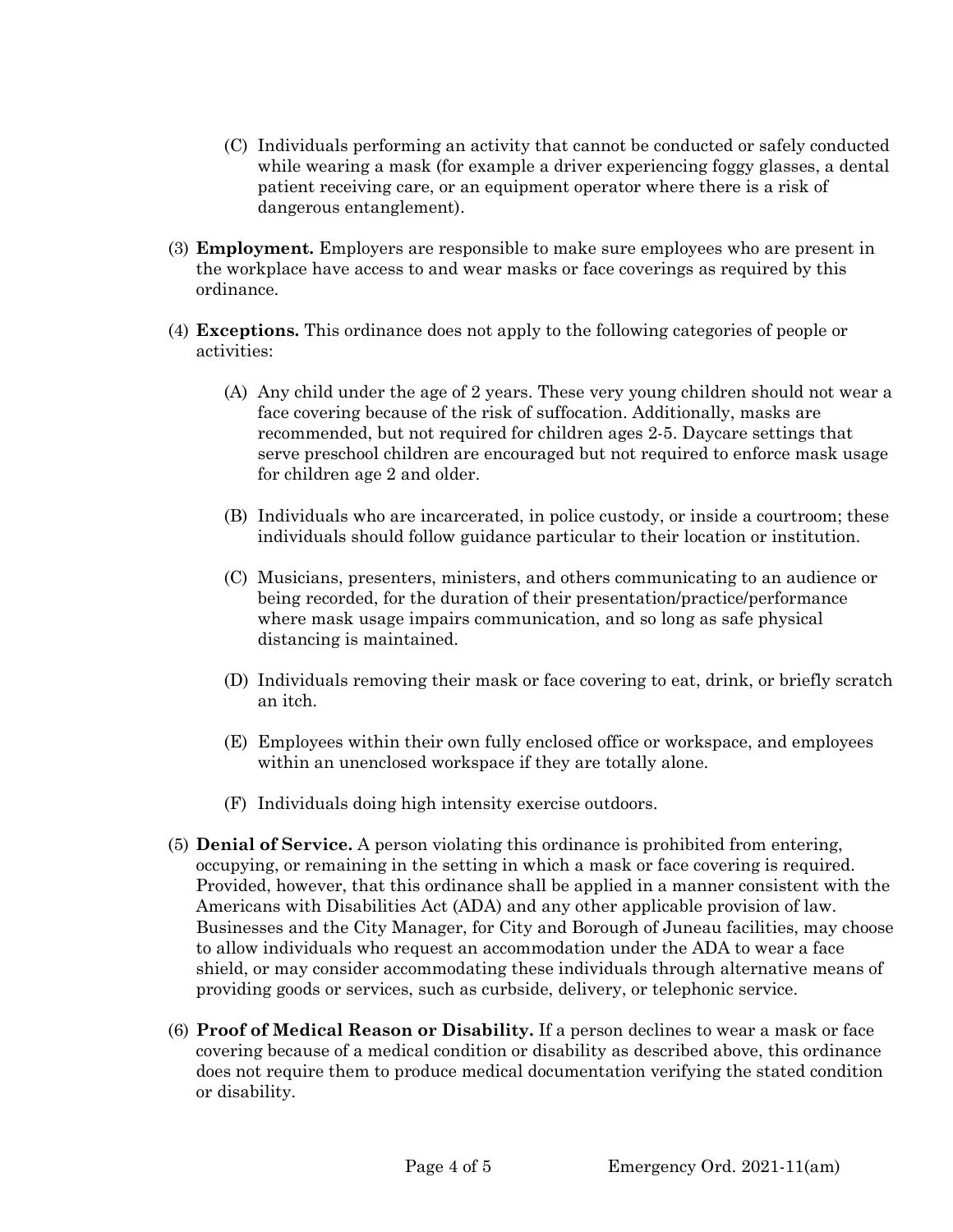(C) Individuals performing an activity that cannot be conducted or safely conducted while wearing a mask (for example a driver experiencing foggy glasses, a dental patient receiving care, or an equipment operator where there is a risk of dangerous entanglement).

(3) **Employment.** Employers are responsible to make sure employees who are present in the workplace have access to and wear masks or face coverings as required by this ordinance.

(4) **Exceptions.** This ordinance does not apply to the following categories of people or activities:

(A) Any child under the age of 2 years. These very young children should not wear a face covering because of the risk of suffocation. Additionally, masks are recommended, but not required for children ages 2-5. Daycare settings that serve preschool children are encouraged but not required to enforce mask usage for children age 2 and older.

(B) Individuals who are incarcerated, in police custody, or inside a courtroom; these individuals should follow guidance particular to their location or institution.

(C) Musicians, presenters, ministers, and others communicating to an audience or being recorded, for the duration of their presentation/practice/performance where mask usage impairs communication, and so long as safe physical distancing is maintained.

(D) Individuals removing their mask or face covering to eat, drink, or briefly scratch an itch.

(E) Employees within their own fully enclosed office or workspace, and employees within an unenclosed workspace if they are totally alone.

(F) Individuals doing high intensity exercise outdoors.

(5) **Denial of Service.** A person violating this ordinance is prohibited from entering, occupying, or remaining in the setting in which a mask or face covering is required. Provided, however, that this ordinance shall be applied in a manner consistent with the Americans with Disabilities Act (ADA) and any other applicable provision of law. Businesses and the City Manager, for City and Borough of Juneau facilities, may choose to allow individuals who request an accommodation under the ADA to wear a face shield, or may consider accommodating these individuals through alternative means of providing goods or services, such as curbside, delivery, or telephonic service.

(6) **Proof of Medical Reason or Disability.** If a person declines to wear a mask or face covering because of a medical condition or disability as described above, this ordinance does not require them to produce medical documentation verifying the stated condition or disability.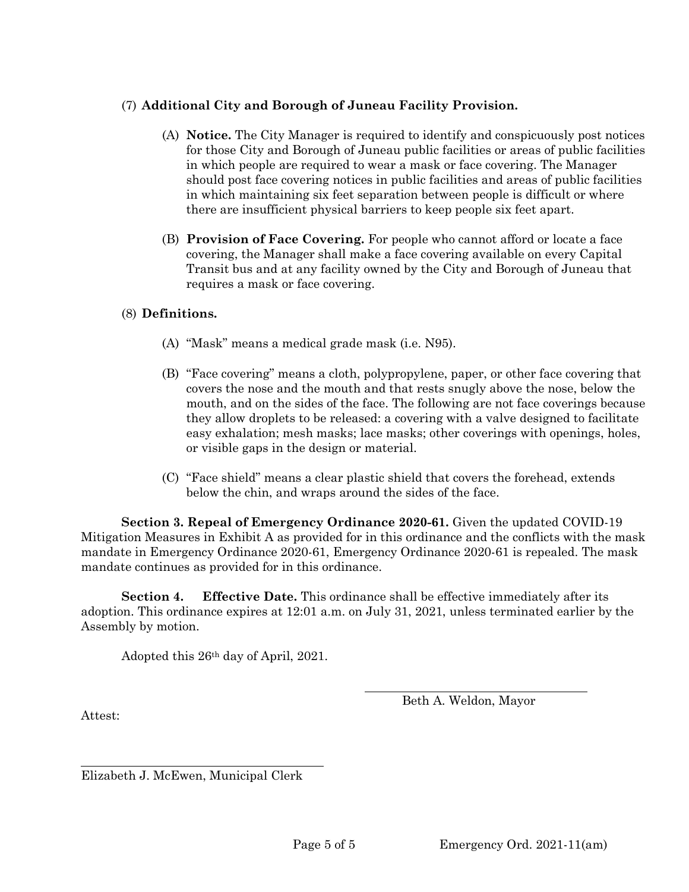(7) **Additional City and Borough of Juneau Facility Provision.**

(A) **Notice.** The City Manager is required to identify and conspicuously post notices for those City and Borough of Juneau public facilities or areas of public facilities in which people are required to wear a mask or face covering. The Manager should post face covering notices in public facilities and areas of public facilities in which maintaining six feet separation between people is difficult or where there are insufficient physical barriers to keep people six feet apart.

(B) **Provision of Face Covering.** For people who cannot afford or locate a face covering, the Manager shall make a face covering available on every Capital Transit bus and at any facility owned by the City and Borough of Juneau that requires a mask or face covering.

(8) **Definitions.**

(A) "Mask" means a medical grade mask (i.e. N95).

(B) "Face covering" means a cloth, polypropylene, paper, or other face covering that covers the nose and the mouth and that rests snugly above the nose, below the mouth, and on the sides of the face. The following are not face coverings because they allow droplets to be released: a covering with a valve designed to facilitate easy exhalation; mesh masks; lace masks; other coverings with openings, holes, or visible gaps in the design or material.

(C) "Face shield" means a clear plastic shield that covers the forehead, extends below the chin, and wraps around the sides of the face.

**Section 3. Repeal of Emergency Ordinance 2020-61.** Given the updated COVID-19 Mitigation Measures in Exhibit A as provided for in this ordinance and the conflicts with the mask mandate in Emergency Ordinance 2020-61, Emergency Ordinance 2020-61 is repealed. The mask mandate continues as provided for in this ordinance.

**Section 4. Effective Date.** This ordinance shall be effective immediately after its adoption. This ordinance expires at 12:01 a.m. on July 31, 2021, unless terminated earlier by the Assembly by motion.

Adopted this 26th day of April, 2021.

\_\_\_\_\_\_\_\_\_\_\_\_\_\_\_\_\_\_\_\_\_\_\_\_\_\_\_\_\_\_\_\_\_\_

Beth A. Weldon, Mayor

Attest:

\_\_\_\_\_\_\_\_\_\_\_\_\_\_\_\_\_\_\_\_\_\_\_\_\_\_\_\_\_\_\_\_\_\_

Elizabeth J. McEwen, Municipal Clerk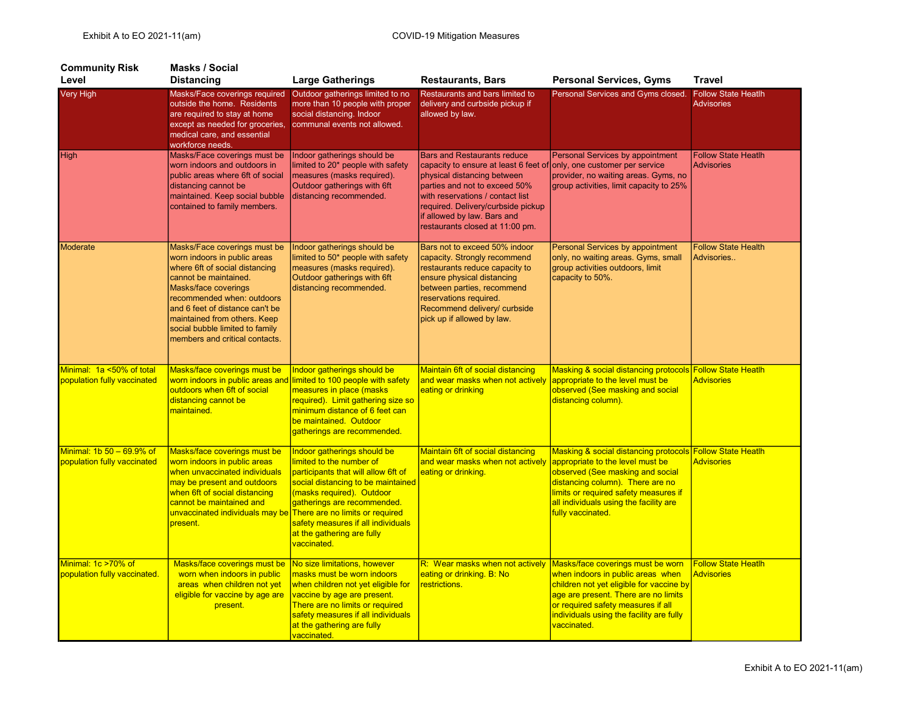Exhibit A to EO 2021-11(am)

COVID-19 Mitigation Measures

| Community Risk Level | Masks / Social Distancing | Large Gatherings | Restaurants, Bars | Personal Services, Gyms | Travel |
|---|---|---|---|---|---|
| Very High | Masks/Face coverings required outside the home. Residents are required to stay at home except as needed for groceries, medical care, and essential workforce needs. | Outdoor gatherings limited to no more than 10 people with proper social distancing. Indoor communal events not allowed. | Restaurants and bars limited to delivery and curbside pickup if allowed by law. | Personal Services and Gyms closed. | Follow State Heatlh Advisories |
| High | Masks/Face coverings must be worn indoors and outdoors in public areas where 6ft of social distancing cannot be maintained. Keep social bubble contained to family members. | Indoor gatherings should be limited to 20* people with safety measures (masks required). Outdoor gatherings with 6ft distancing recommended. | Bars and Restaurants reduce capacity to ensure at least 6 feet of physical distancing between parties and not to exceed 50% with reservations / contact list required. Delivery/curbside pickup if allowed by law. Bars and restaurants closed at 11:00 pm. | Personal Services by appointment only, one customer per service provider, no waiting areas. Gyms, no group activities, limit capacity to 25% | Follow State Heatlh Advisories |
| Moderate | Masks/Face coverings must be worn indoors in public areas where 6ft of social distancing cannot be maintained. Masks/face coverings recommended when: outdoors and 6 feet of distance can't be maintained from others. Keep social bubble limited to family members and critical contacts. | Indoor gatherings should be limited to 50* people with safety measures (masks required). Outdoor gatherings with 6ft distancing recommended. | Bars not to exceed 50% indoor capacity. Strongly recommend restaurants reduce capacity to ensure physical distancing between parties, recommend reservations required. Recommend delivery/ curbside pick up if allowed by law. | Personal Services by appointment only, no waiting areas. Gyms, small group activities outdoors, limit capacity to 50%. | Follow State Health Advisories.. |
| Minimal: 1a <50% of total population fully vaccinated | Masks/face coverings must be worn indoors in public areas and outdoors when 6ft of social distancing cannot be maintained. | Indoor gatherings should be limited to 100 people with safety measures in place (masks required). Limit gathering size so minimum distance of 6 feet can be maintained. Outdoor gatherings are recommended. | Maintain 6ft of social distancing and wear masks when not actively eating or drinking | Masking & social distancing protocols appropriate to the level must be observed (See masking and social distancing column). | Follow State Heatlh Advisories |
| Minimal: 1b 50 – 69.9% of population fully vaccinated | Masks/face coverings must be worn indoors in public areas when unvaccinated individuals may be present and outdoors when 6ft of social distancing cannot be maintained and unvaccinated individuals may be present. | Indoor gatherings should be limited to the number of participants that will allow 6ft of social distancing to be maintained (masks required). Outdoor gatherings are recommended. There are no limits or required safety measures if all individuals at the gathering are fully vaccinated. | Maintain 6ft of social distancing and wear masks when not actively eating or drinking. | Masking & social distancing protocols appropriate to the level must be observed (See masking and social distancing column). There are no limits or required safety measures if all individuals using the facility are fully vaccinated. | Follow State Heatlh Advisories |
| Minimal: 1c >70% of population fully vaccinated. | Masks/face coverings must be worn when indoors in public areas when children not yet eligible for vaccine by age are present. | No size limitations, however masks must be worn indoors when children not yet eligible for vaccine by age are present. There are no limits or required safety measures if all individuals at the gathering are fully vaccinated. | R: Wear masks when not actively eating or drinking. B: No restrictions. | Masks/face coverings must be worn when indoors in public areas when children not yet eligible for vaccine by age are present. There are no limits or required safety measures if all individuals using the facility are fully vaccinated. | Follow State Heatlh Advisories |